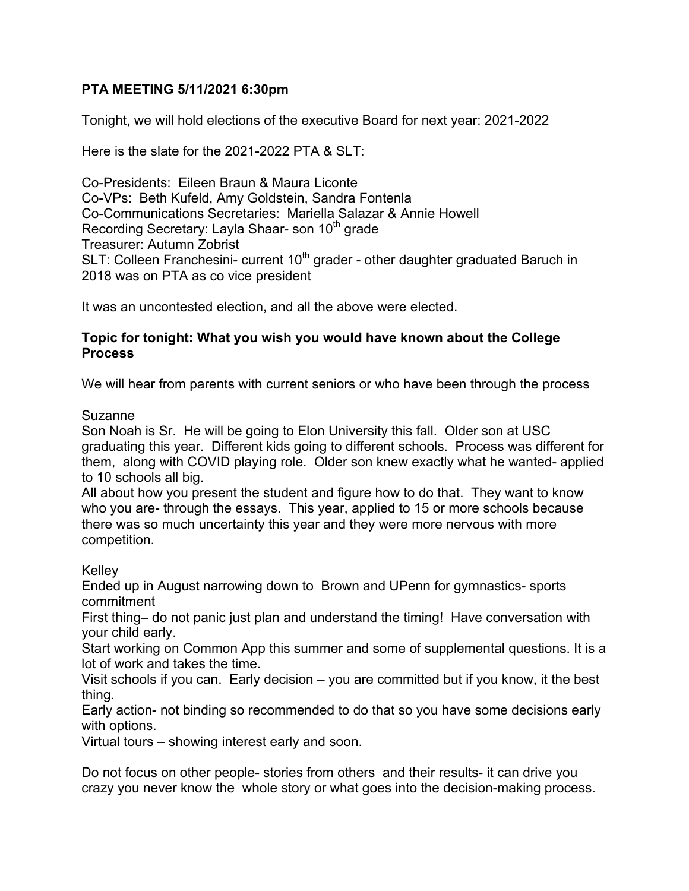**PTA MEETING 5/11/2021 6:30pm**

Tonight, we will hold elections of the executive Board for next year: 2021-2022

Here is the slate for the 2021-2022 PTA & SLT:

Co-Presidents: Eileen Braun & Maura Liconte
Co-VPs: Beth Kufeld, Amy Goldstein, Sandra Fontenla
Co-Communications Secretaries: Mariella Salazar & Annie Howell
Recording Secretary: Layla Shaar- son 10th grade
Treasurer: Autumn Zobrist
SLT: Colleen Franchesini- current 10th grader - other daughter graduated Baruch in 2018 was on PTA as co vice president

It was an uncontested election, and all the above were elected.

**Topic for tonight: What you wish you would have known about the College Process**

We will hear from parents with current seniors or who have been through the process

Suzanne
Son Noah is Sr. He will be going to Elon University this fall. Older son at USC graduating this year. Different kids going to different schools. Process was different for them, along with COVID playing role. Older son knew exactly what he wanted- applied to 10 schools all big.
All about how you present the student and figure how to do that. They want to know who you are- through the essays. This year, applied to 15 or more schools because there was so much uncertainty this year and they were more nervous with more competition.

Kelley
Ended up in August narrowing down to Brown and UPenn for gymnastics- sports commitment
First thing– do not panic just plan and understand the timing! Have conversation with your child early.
Start working on Common App this summer and some of supplemental questions. It is a lot of work and takes the time.
Visit schools if you can. Early decision – you are committed but if you know, it the best thing.
Early action- not binding so recommended to do that so you have some decisions early with options.
Virtual tours – showing interest early and soon.

Do not focus on other people- stories from others and their results- it can drive you crazy you never know the whole story or what goes into the decision-making process.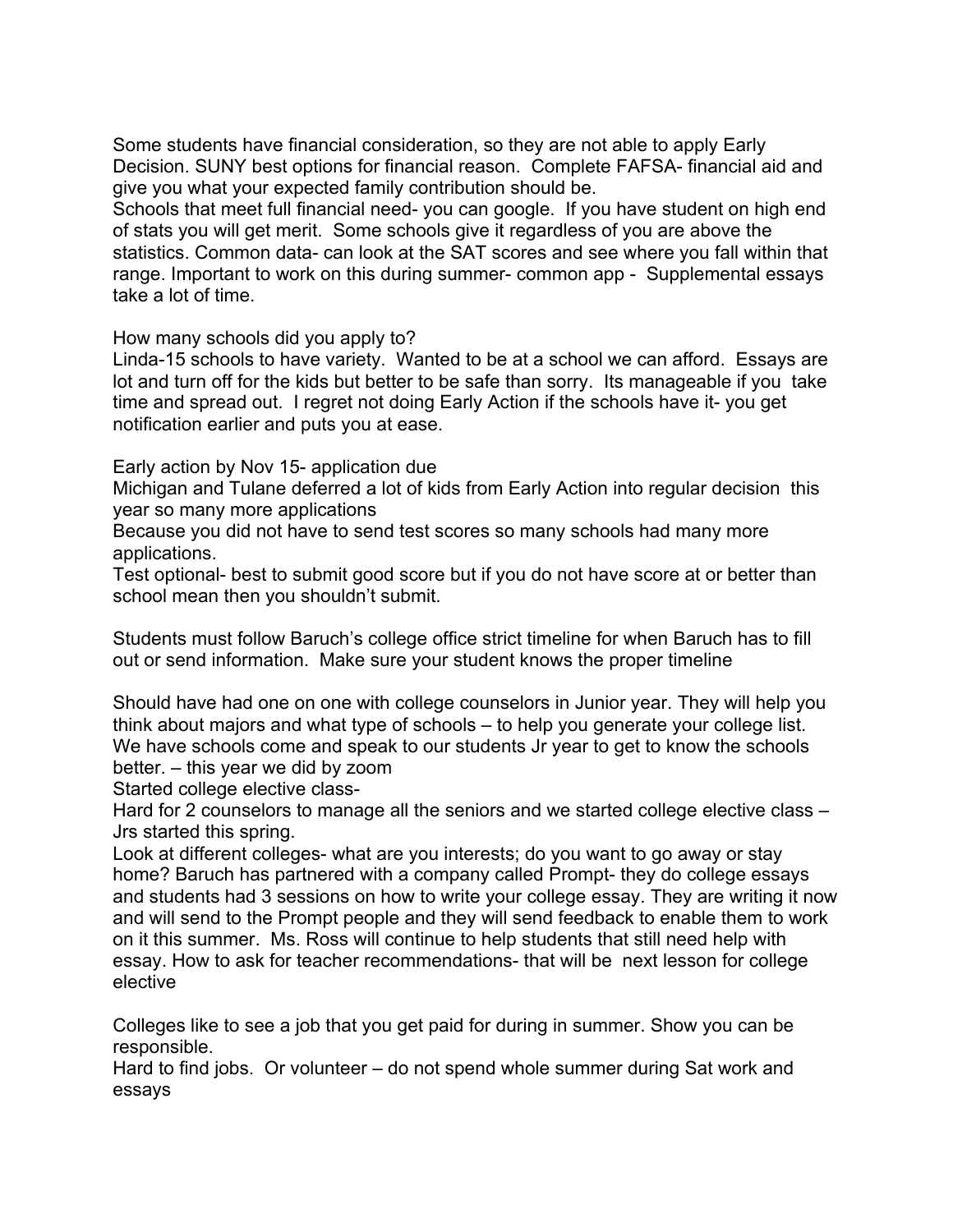Some students have financial consideration, so they are not able to apply Early Decision. SUNY best options for financial reason. Complete FAFSA- financial aid and give you what your expected family contribution should be.
Schools that meet full financial need- you can google. If you have student on high end of stats you will get merit. Some schools give it regardless of you are above the statistics. Common data- can look at the SAT scores and see where you fall within that range. Important to work on this during summer- common app - Supplemental essays take a lot of time.

How many schools did you apply to?
Linda-15 schools to have variety. Wanted to be at a school we can afford. Essays are lot and turn off for the kids but better to be safe than sorry. Its manageable if you take time and spread out. I regret not doing Early Action if the schools have it- you get notification earlier and puts you at ease.

Early action by Nov 15- application due
Michigan and Tulane deferred a lot of kids from Early Action into regular decision this year so many more applications
Because you did not have to send test scores so many schools had many more applications.
Test optional- best to submit good score but if you do not have score at or better than school mean then you shouldn't submit.

Students must follow Baruch's college office strict timeline for when Baruch has to fill out or send information. Make sure your student knows the proper timeline

Should have had one on one with college counselors in Junior year. They will help you think about majors and what type of schools – to help you generate your college list. We have schools come and speak to our students Jr year to get to know the schools better. – this year we did by zoom
Started college elective class-
Hard for 2 counselors to manage all the seniors and we started college elective class – Jrs started this spring.
Look at different colleges- what are you interests; do you want to go away or stay home? Baruch has partnered with a company called Prompt- they do college essays and students had 3 sessions on how to write your college essay. They are writing it now and will send to the Prompt people and they will send feedback to enable them to work on it this summer. Ms. Ross will continue to help students that still need help with essay. How to ask for teacher recommendations- that will be next lesson for college elective

Colleges like to see a job that you get paid for during in summer. Show you can be responsible.
Hard to find jobs. Or volunteer – do not spend whole summer during Sat work and essays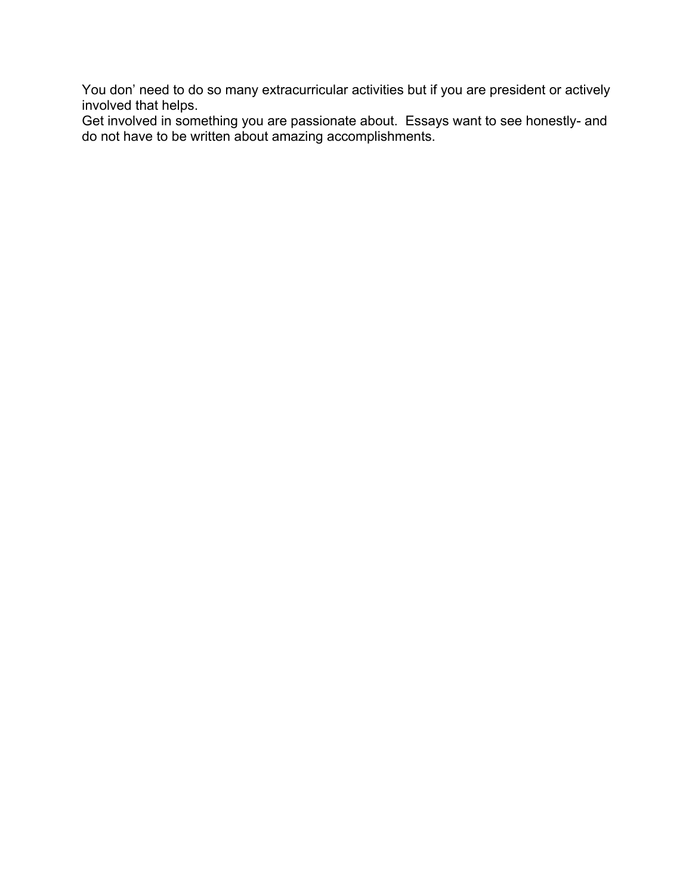You don' need to do so many extracurricular activities but if you are president or actively involved that helps.

Get involved in something you are passionate about.  Essays want to see honestly- and do not have to be written about amazing accomplishments.